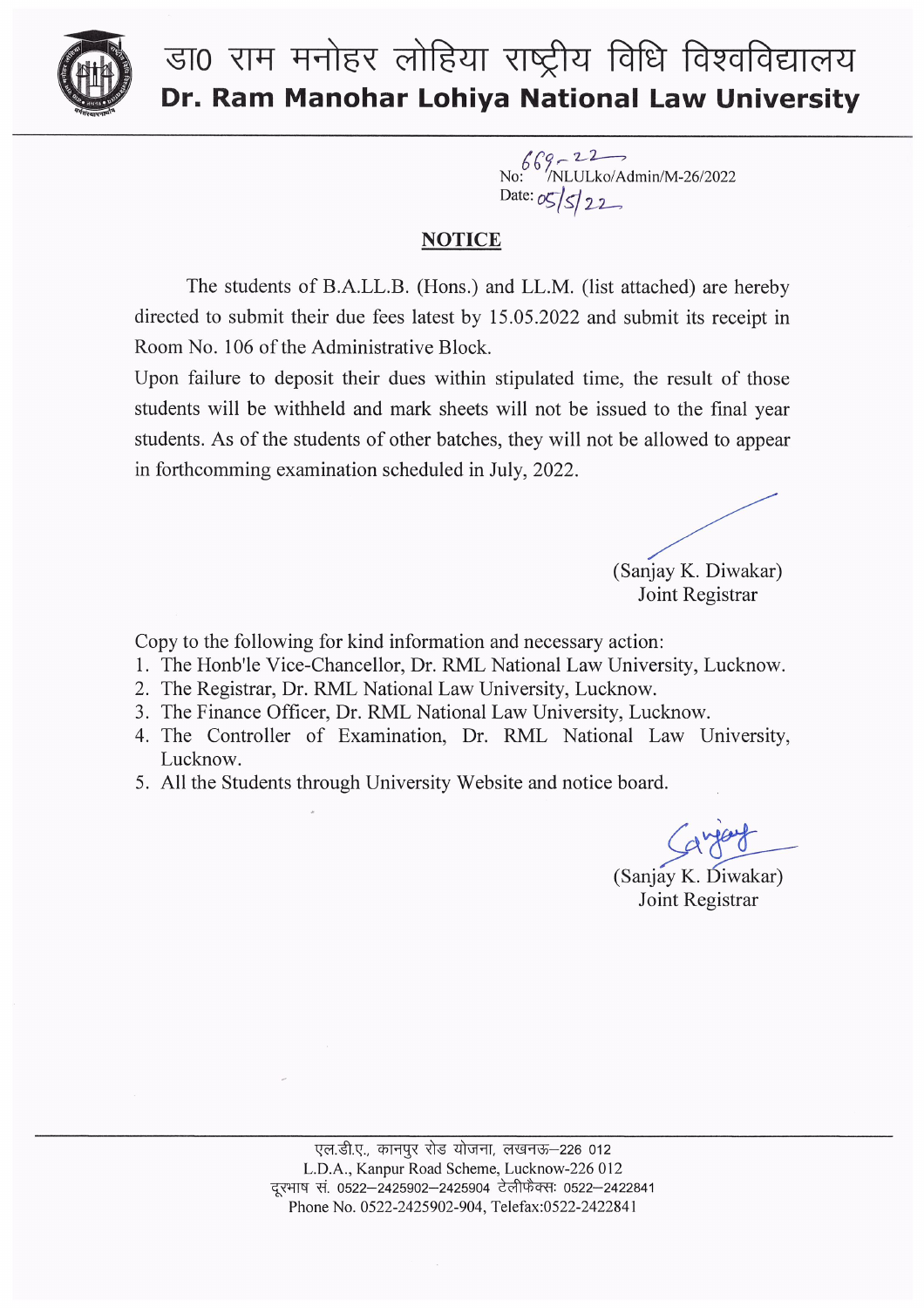# डा0 राम मनोहर लोहिया राष्ट्रीय विधि विश्वविद्यालय
## Dr. Ram Manohar Lohiya National Law University

No: 669-22/NLULko/Admin/M-26/2022
Date: 05/5/22

### NOTICE

The students of B.A.LL.B. (Hons.) and LL.M. (list attached) are hereby directed to submit their due fees latest by 15.05.2022 and submit its receipt in Room No. 106 of the Administrative Block.

Upon failure to deposit their dues within stipulated time, the result of those students will be withheld and mark sheets will not be issued to the final year students. As of the students of other batches, they will not be allowed to appear in forthcomming examination scheduled in July, 2022.

(Sanjay K. Diwakar)
Joint Registrar

Copy to the following for kind information and necessary action:

1. The Honb'le Vice-Chancellor, Dr. RML National Law University, Lucknow.
2. The Registrar, Dr. RML National Law University, Lucknow.
3. The Finance Officer, Dr. RML National Law University, Lucknow.
4. The Controller of Examination, Dr. RML National Law University, Lucknow.
5. All the Students through University Website and notice board.

(Sanjay K. Diwakar)
Joint Registrar

एल.डी.ए., कानपुर रोड योजना, लखनऊ–226 012
L.D.A., Kanpur Road Scheme, Lucknow-226 012
दूरभाष सं. 0522–2425902–2425904 टेलीफैक्स: 0522–2422841
Phone No. 0522-2425902-904, Telefax:0522-2422841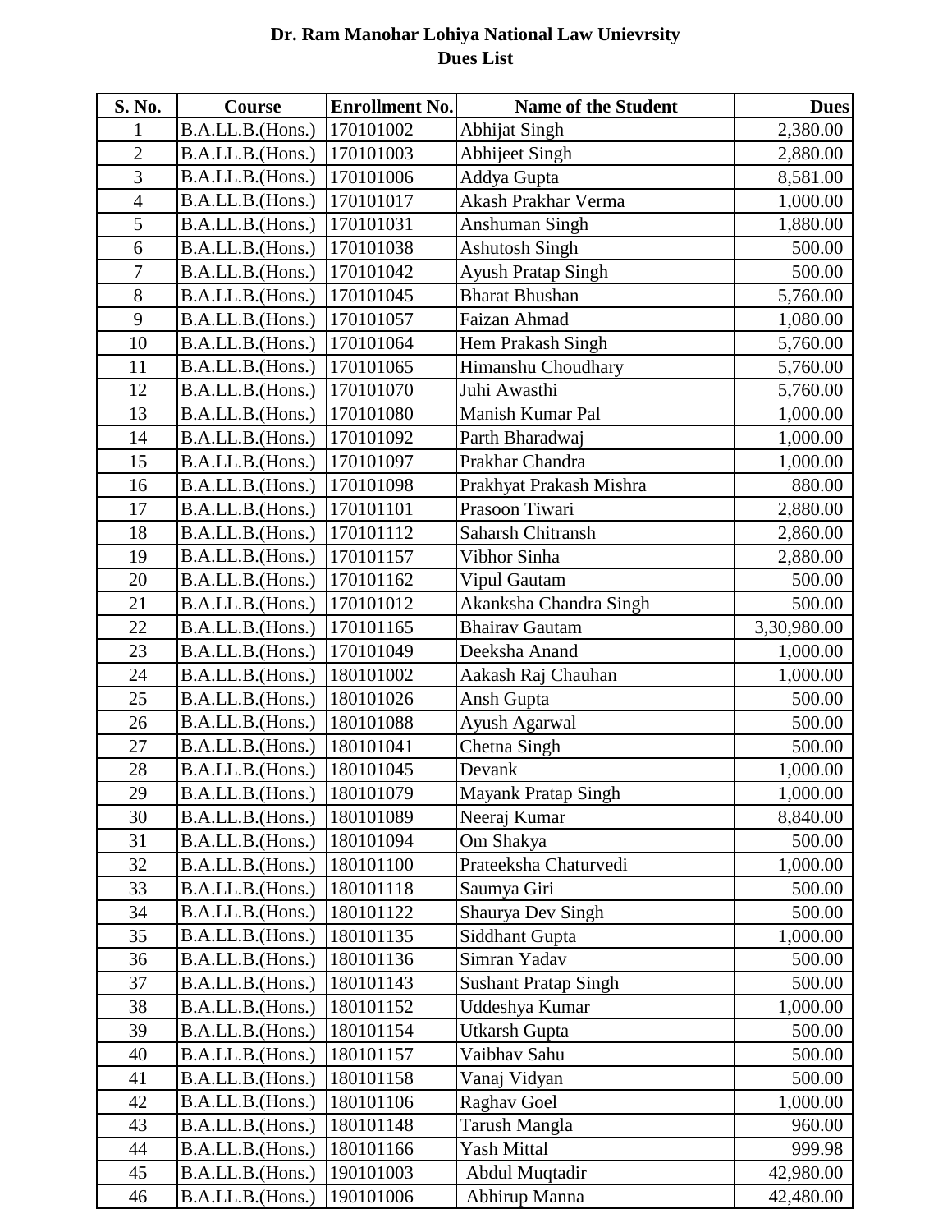# Dr. Ram Manohar Lohiya National Law Unievrsity

## Dues List

| S. No. | Course | Enrollment No. | Name of the Student | Dues |
|---|---|---|---|---|
| 1 | B.A.LL.B.(Hons.) | 170101002 | Abhijat Singh | 2,380.00 |
| 2 | B.A.LL.B.(Hons.) | 170101003 | Abhijeet Singh | 2,880.00 |
| 3 | B.A.LL.B.(Hons.) | 170101006 | Addya Gupta | 8,581.00 |
| 4 | B.A.LL.B.(Hons.) | 170101017 | Akash Prakhar Verma | 1,000.00 |
| 5 | B.A.LL.B.(Hons.) | 170101031 | Anshuman Singh | 1,880.00 |
| 6 | B.A.LL.B.(Hons.) | 170101038 | Ashutosh Singh | 500.00 |
| 7 | B.A.LL.B.(Hons.) | 170101042 | Ayush Pratap Singh | 500.00 |
| 8 | B.A.LL.B.(Hons.) | 170101045 | Bharat Bhushan | 5,760.00 |
| 9 | B.A.LL.B.(Hons.) | 170101057 | Faizan Ahmad | 1,080.00 |
| 10 | B.A.LL.B.(Hons.) | 170101064 | Hem Prakash Singh | 5,760.00 |
| 11 | B.A.LL.B.(Hons.) | 170101065 | Himanshu Choudhary | 5,760.00 |
| 12 | B.A.LL.B.(Hons.) | 170101070 | Juhi Awasthi | 5,760.00 |
| 13 | B.A.LL.B.(Hons.) | 170101080 | Manish Kumar Pal | 1,000.00 |
| 14 | B.A.LL.B.(Hons.) | 170101092 | Parth Bharadwaj | 1,000.00 |
| 15 | B.A.LL.B.(Hons.) | 170101097 | Prakhar Chandra | 1,000.00 |
| 16 | B.A.LL.B.(Hons.) | 170101098 | Prakhyat Prakash Mishra | 880.00 |
| 17 | B.A.LL.B.(Hons.) | 170101101 | Prasoon Tiwari | 2,880.00 |
| 18 | B.A.LL.B.(Hons.) | 170101112 | Saharsh Chitransh | 2,860.00 |
| 19 | B.A.LL.B.(Hons.) | 170101157 | Vibhor Sinha | 2,880.00 |
| 20 | B.A.LL.B.(Hons.) | 170101162 | Vipul Gautam | 500.00 |
| 21 | B.A.LL.B.(Hons.) | 170101012 | Akanksha Chandra Singh | 500.00 |
| 22 | B.A.LL.B.(Hons.) | 170101165 | Bhairav Gautam | 3,30,980.00 |
| 23 | B.A.LL.B.(Hons.) | 170101049 | Deeksha Anand | 1,000.00 |
| 24 | B.A.LL.B.(Hons.) | 180101002 | Aakash Raj Chauhan | 1,000.00 |
| 25 | B.A.LL.B.(Hons.) | 180101026 | Ansh Gupta | 500.00 |
| 26 | B.A.LL.B.(Hons.) | 180101088 | Ayush Agarwal | 500.00 |
| 27 | B.A.LL.B.(Hons.) | 180101041 | Chetna Singh | 500.00 |
| 28 | B.A.LL.B.(Hons.) | 180101045 | Devank | 1,000.00 |
| 29 | B.A.LL.B.(Hons.) | 180101079 | Mayank Pratap Singh | 1,000.00 |
| 30 | B.A.LL.B.(Hons.) | 180101089 | Neeraj Kumar | 8,840.00 |
| 31 | B.A.LL.B.(Hons.) | 180101094 | Om Shakya | 500.00 |
| 32 | B.A.LL.B.(Hons.) | 180101100 | Prateeksha Chaturvedi | 1,000.00 |
| 33 | B.A.LL.B.(Hons.) | 180101118 | Saumya Giri | 500.00 |
| 34 | B.A.LL.B.(Hons.) | 180101122 | Shaurya Dev Singh | 500.00 |
| 35 | B.A.LL.B.(Hons.) | 180101135 | Siddhant Gupta | 1,000.00 |
| 36 | B.A.LL.B.(Hons.) | 180101136 | Simran Yadav | 500.00 |
| 37 | B.A.LL.B.(Hons.) | 180101143 | Sushant Pratap Singh | 500.00 |
| 38 | B.A.LL.B.(Hons.) | 180101152 | Uddeshya Kumar | 1,000.00 |
| 39 | B.A.LL.B.(Hons.) | 180101154 | Utkarsh Gupta | 500.00 |
| 40 | B.A.LL.B.(Hons.) | 180101157 | Vaibhav Sahu | 500.00 |
| 41 | B.A.LL.B.(Hons.) | 180101158 | Vanaj Vidyan | 500.00 |
| 42 | B.A.LL.B.(Hons.) | 180101106 | Raghav Goel | 1,000.00 |
| 43 | B.A.LL.B.(Hons.) | 180101148 | Tarush Mangla | 960.00 |
| 44 | B.A.LL.B.(Hons.) | 180101166 | Yash Mittal | 999.98 |
| 45 | B.A.LL.B.(Hons.) | 190101003 | Abdul Muqtadir | 42,980.00 |
| 46 | B.A.LL.B.(Hons.) | 190101006 | Abhirup Manna | 42,480.00 |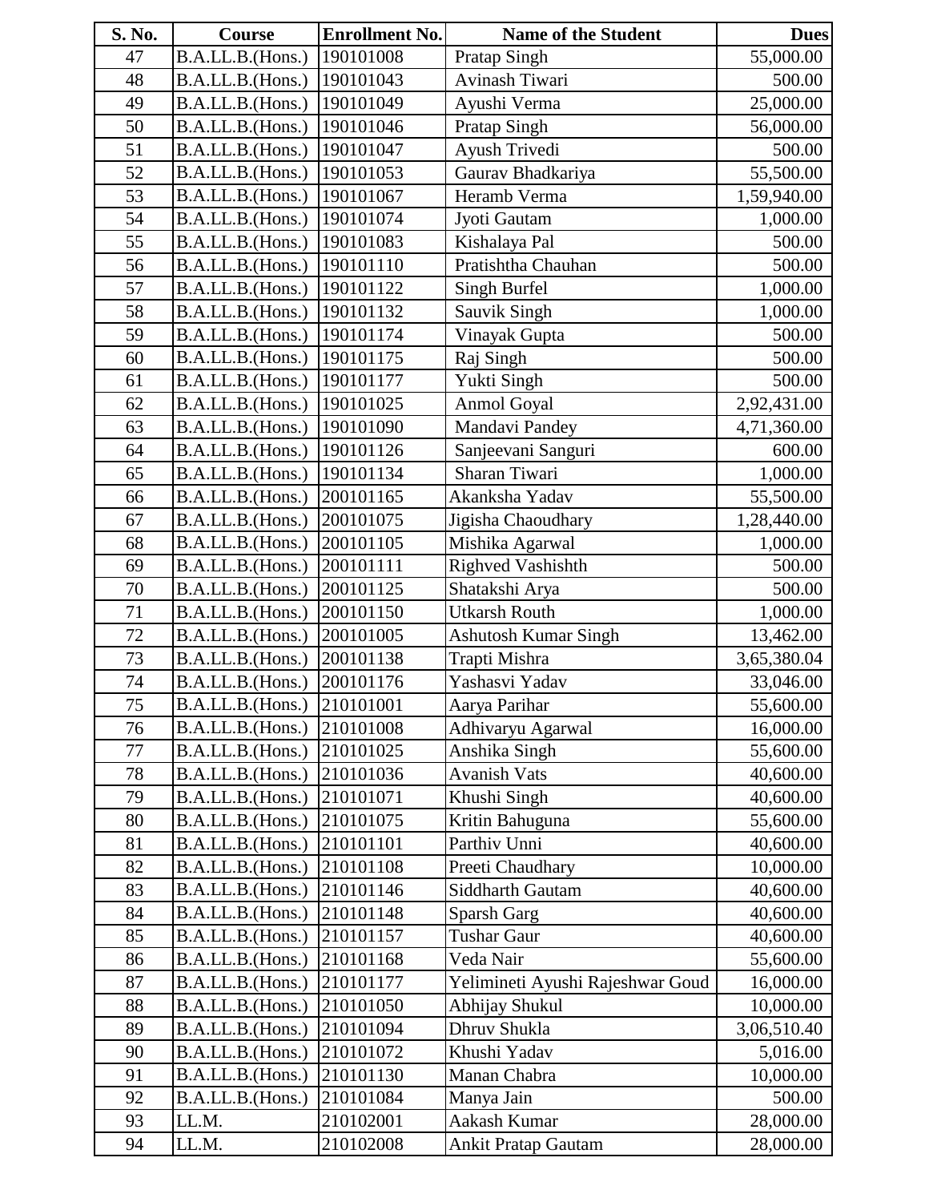| S. No. | Course | Enrollment No. | Name of the Student | Dues |
|---|---|---|---|---|
| 47 | B.A.LL.B.(Hons.) | 190101008 | Pratap Singh | 55,000.00 |
| 48 | B.A.LL.B.(Hons.) | 190101043 | Avinash Tiwari | 500.00 |
| 49 | B.A.LL.B.(Hons.) | 190101049 | Ayushi Verma | 25,000.00 |
| 50 | B.A.LL.B.(Hons.) | 190101046 | Pratap Singh | 56,000.00 |
| 51 | B.A.LL.B.(Hons.) | 190101047 | Ayush Trivedi | 500.00 |
| 52 | B.A.LL.B.(Hons.) | 190101053 | Gaurav Bhadkariya | 55,500.00 |
| 53 | B.A.LL.B.(Hons.) | 190101067 | Heramb Verma | 1,59,940.00 |
| 54 | B.A.LL.B.(Hons.) | 190101074 | Jyoti Gautam | 1,000.00 |
| 55 | B.A.LL.B.(Hons.) | 190101083 | Kishalaya Pal | 500.00 |
| 56 | B.A.LL.B.(Hons.) | 190101110 | Pratishtha Chauhan | 500.00 |
| 57 | B.A.LL.B.(Hons.) | 190101122 | Singh Burfel | 1,000.00 |
| 58 | B.A.LL.B.(Hons.) | 190101132 | Sauvik Singh | 1,000.00 |
| 59 | B.A.LL.B.(Hons.) | 190101174 | Vinayak Gupta | 500.00 |
| 60 | B.A.LL.B.(Hons.) | 190101175 | Raj Singh | 500.00 |
| 61 | B.A.LL.B.(Hons.) | 190101177 | Yukti Singh | 500.00 |
| 62 | B.A.LL.B.(Hons.) | 190101025 | Anmol Goyal | 2,92,431.00 |
| 63 | B.A.LL.B.(Hons.) | 190101090 | Mandavi Pandey | 4,71,360.00 |
| 64 | B.A.LL.B.(Hons.) | 190101126 | Sanjeevani Sanguri | 600.00 |
| 65 | B.A.LL.B.(Hons.) | 190101134 | Sharan Tiwari | 1,000.00 |
| 66 | B.A.LL.B.(Hons.) | 200101165 | Akanksha Yadav | 55,500.00 |
| 67 | B.A.LL.B.(Hons.) | 200101075 | Jigisha Chaoudhary | 1,28,440.00 |
| 68 | B.A.LL.B.(Hons.) | 200101105 | Mishika Agarwal | 1,000.00 |
| 69 | B.A.LL.B.(Hons.) | 200101111 | Righved Vashishth | 500.00 |
| 70 | B.A.LL.B.(Hons.) | 200101125 | Shatakshi Arya | 500.00 |
| 71 | B.A.LL.B.(Hons.) | 200101150 | Utkarsh Routh | 1,000.00 |
| 72 | B.A.LL.B.(Hons.) | 200101005 | Ashutosh Kumar Singh | 13,462.00 |
| 73 | B.A.LL.B.(Hons.) | 200101138 | Trapti Mishra | 3,65,380.04 |
| 74 | B.A.LL.B.(Hons.) | 200101176 | Yashasvi Yadav | 33,046.00 |
| 75 | B.A.LL.B.(Hons.) | 210101001 | Aarya Parihar | 55,600.00 |
| 76 | B.A.LL.B.(Hons.) | 210101008 | Adhivaryu Agarwal | 16,000.00 |
| 77 | B.A.LL.B.(Hons.) | 210101025 | Anshika Singh | 55,600.00 |
| 78 | B.A.LL.B.(Hons.) | 210101036 | Avanish Vats | 40,600.00 |
| 79 | B.A.LL.B.(Hons.) | 210101071 | Khushi Singh | 40,600.00 |
| 80 | B.A.LL.B.(Hons.) | 210101075 | Kritin Bahuguna | 55,600.00 |
| 81 | B.A.LL.B.(Hons.) | 210101101 | Parthiv Unni | 40,600.00 |
| 82 | B.A.LL.B.(Hons.) | 210101108 | Preeti Chaudhary | 10,000.00 |
| 83 | B.A.LL.B.(Hons.) | 210101146 | Siddharth Gautam | 40,600.00 |
| 84 | B.A.LL.B.(Hons.) | 210101148 | Sparsh Garg | 40,600.00 |
| 85 | B.A.LL.B.(Hons.) | 210101157 | Tushar Gaur | 40,600.00 |
| 86 | B.A.LL.B.(Hons.) | 210101168 | Veda Nair | 55,600.00 |
| 87 | B.A.LL.B.(Hons.) | 210101177 | Yelimineti Ayushi Rajeshwar Goud | 16,000.00 |
| 88 | B.A.LL.B.(Hons.) | 210101050 | Abhijay Shukul | 10,000.00 |
| 89 | B.A.LL.B.(Hons.) | 210101094 | Dhruv Shukla | 3,06,510.40 |
| 90 | B.A.LL.B.(Hons.) | 210101072 | Khushi Yadav | 5,016.00 |
| 91 | B.A.LL.B.(Hons.) | 210101130 | Manan Chabra | 10,000.00 |
| 92 | B.A.LL.B.(Hons.) | 210101084 | Manya Jain | 500.00 |
| 93 | LL.M. | 210102001 | Aakash Kumar | 28,000.00 |
| 94 | LL.M. | 210102008 | Ankit Pratap Gautam | 28,000.00 |